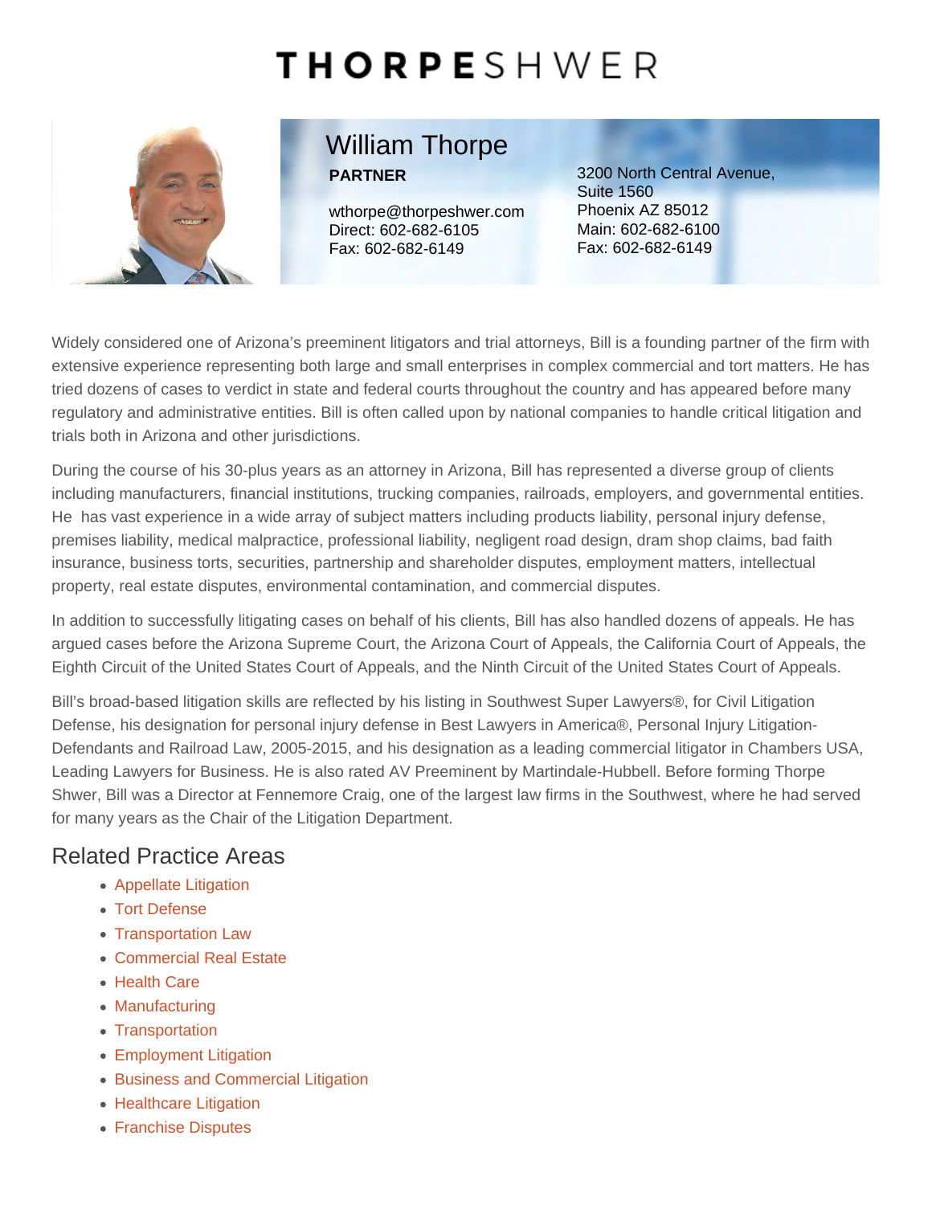# THORPESHWER

## William Thorpe

**PARTNER**

wthorpe@thorpeshwer.com
Direct: 602-682-6105
Fax: 602-682-6149

3200 North Central Avenue, Suite 1560
Phoenix AZ 85012
Main: 602-682-6100
Fax: 602-682-6149

Widely considered one of Arizona's preeminent litigators and trial attorneys, Bill is a founding partner of the firm with extensive experience representing both large and small enterprises in complex commercial and tort matters. He has tried dozens of cases to verdict in state and federal courts throughout the country and has appeared before many regulatory and administrative entities. Bill is often called upon by national companies to handle critical litigation and trials both in Arizona and other jurisdictions.

During the course of his 30-plus years as an attorney in Arizona, Bill has represented a diverse group of clients including manufacturers, financial institutions, trucking companies, railroads, employers, and governmental entities. He has vast experience in a wide array of subject matters including products liability, personal injury defense, premises liability, medical malpractice, professional liability, negligent road design, dram shop claims, bad faith insurance, business torts, securities, partnership and shareholder disputes, employment matters, intellectual property, real estate disputes, environmental contamination, and commercial disputes.

In addition to successfully litigating cases on behalf of his clients, Bill has also handled dozens of appeals. He has argued cases before the Arizona Supreme Court, the Arizona Court of Appeals, the California Court of Appeals, the Eighth Circuit of the United States Court of Appeals, and the Ninth Circuit of the United States Court of Appeals.

Bill's broad-based litigation skills are reflected by his listing in Southwest Super Lawyers®, for Civil Litigation Defense, his designation for personal injury defense in Best Lawyers in America®, Personal Injury Litigation-Defendants and Railroad Law, 2005-2015, and his designation as a leading commercial litigator in Chambers USA, Leading Lawyers for Business. He is also rated AV Preeminent by Martindale-Hubbell. Before forming Thorpe Shwer, Bill was a Director at Fennemore Craig, one of the largest law firms in the Southwest, where he had served for many years as the Chair of the Litigation Department.

## Related Practice Areas

- Appellate Litigation
- Tort Defense
- Transportation Law
- Commercial Real Estate
- Health Care
- Manufacturing
- Transportation
- Employment Litigation
- Business and Commercial Litigation
- Healthcare Litigation
- Franchise Disputes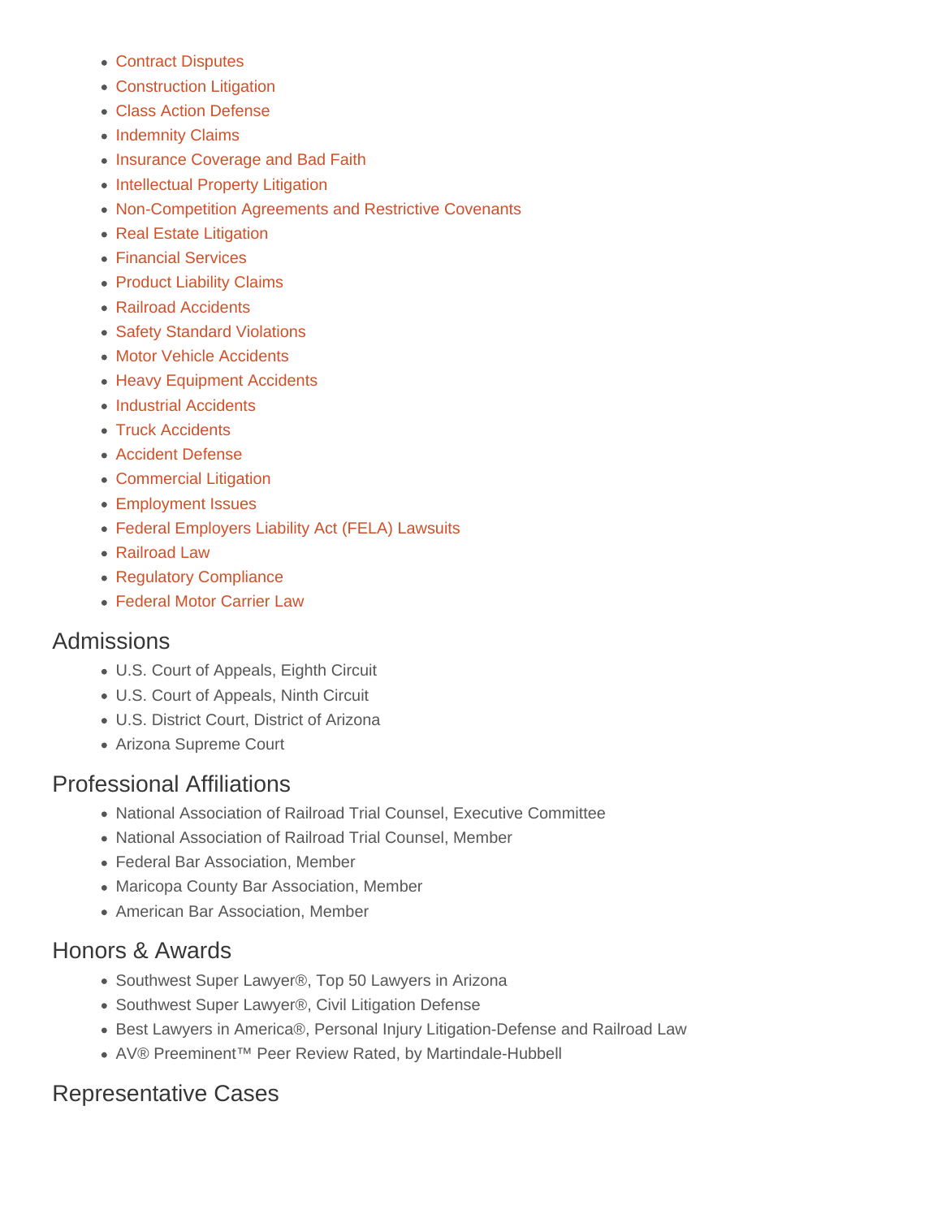- Contract Disputes
- Construction Litigation
- Class Action Defense
- Indemnity Claims
- Insurance Coverage and Bad Faith
- Intellectual Property Litigation
- Non-Competition Agreements and Restrictive Covenants
- Real Estate Litigation
- Financial Services
- Product Liability Claims
- Railroad Accidents
- Safety Standard Violations
- Motor Vehicle Accidents
- Heavy Equipment Accidents
- Industrial Accidents
- Truck Accidents
- Accident Defense
- Commercial Litigation
- Employment Issues
- Federal Employers Liability Act (FELA) Lawsuits
- Railroad Law
- Regulatory Compliance
- Federal Motor Carrier Law

## Admissions

- U.S. Court of Appeals, Eighth Circuit
- U.S. Court of Appeals, Ninth Circuit
- U.S. District Court, District of Arizona
- Arizona Supreme Court

## Professional Affiliations

- National Association of Railroad Trial Counsel, Executive Committee
- National Association of Railroad Trial Counsel, Member
- Federal Bar Association, Member
- Maricopa County Bar Association, Member
- American Bar Association, Member

## Honors & Awards

- Southwest Super Lawyer®, Top 50 Lawyers in Arizona
- Southwest Super Lawyer®, Civil Litigation Defense
- Best Lawyers in America®, Personal Injury Litigation-Defense and Railroad Law
- AV® Preeminent™ Peer Review Rated, by Martindale-Hubbell

## Representative Cases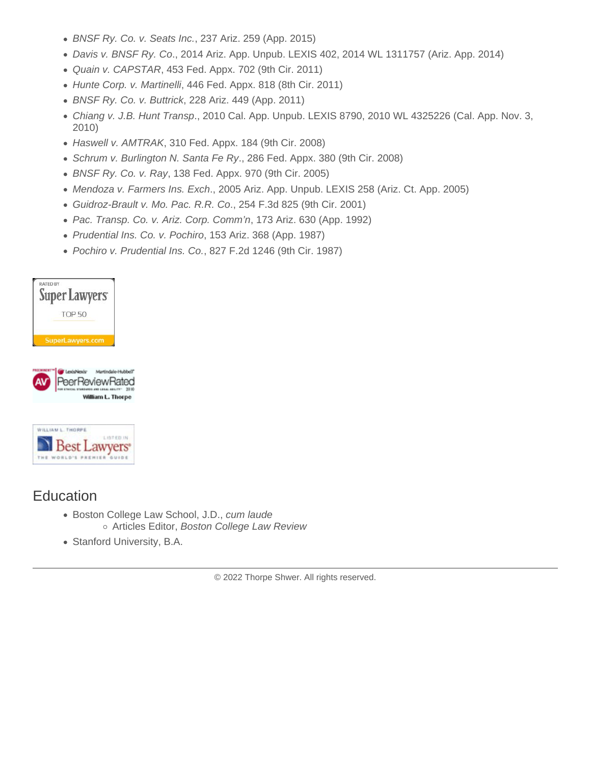- *BNSF Ry. Co. v. Seats Inc.*, 237 Ariz. 259 (App. 2015)
- *Davis v. BNSF Ry. Co*., 2014 Ariz. App. Unpub. LEXIS 402, 2014 WL 1311757 (Ariz. App. 2014)
- *Quain v. CAPSTAR*, 453 Fed. Appx. 702 (9th Cir. 2011)
- *Hunte Corp. v. Martinelli*, 446 Fed. Appx. 818 (8th Cir. 2011)
- *BNSF Ry. Co. v. Buttrick*, 228 Ariz. 449 (App. 2011)
- *Chiang v. J.B. Hunt Transp*., 2010 Cal. App. Unpub. LEXIS 8790, 2010 WL 4325226 (Cal. App. Nov. 3, 2010)
- *Haswell v. AMTRAK*, 310 Fed. Appx. 184 (9th Cir. 2008)
- *Schrum v. Burlington N. Santa Fe Ry*., 286 Fed. Appx. 380 (9th Cir. 2008)
- *BNSF Ry. Co. v. Ray*, 138 Fed. Appx. 970 (9th Cir. 2005)
- *Mendoza v. Farmers Ins. Exch*., 2005 Ariz. App. Unpub. LEXIS 258 (Ariz. Ct. App. 2005)
- *Guidroz-Brault v. Mo. Pac. R.R. Co*., 254 F.3d 825 (9th Cir. 2001)
- *Pac. Transp. Co. v. Ariz. Corp. Comm'n*, 173 Ariz. 630 (App. 1992)
- *Prudential Ins. Co. v. Pochiro*, 153 Ariz. 368 (App. 1987)
- *Pochiro v. Prudential Ins. Co.*, 827 F.2d 1246 (9th Cir. 1987)

## Education

- Boston College Law School, J.D., *cum laude*
  - Articles Editor, *Boston College Law Review*
- Stanford University, B.A.